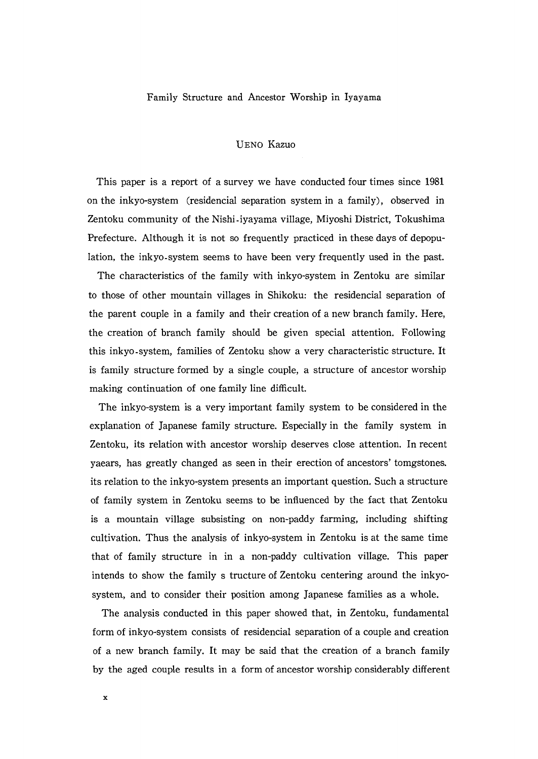# Family Structure and Ancestor Worship in Iyayama

UENO Kazuo

This paper is a report of a survey we have conducted four times since 1981 on the inkyo-system (residencial separation system in a family), observed in Zentoku community of the Nishi-iyayama village, Miyoshi District, Tokushima Prefecture. Although it is not so frequently practiced in these days of depopulation, the inkyo-system seems to have been very frequently used in the past.

The characteristics of the family with inkyo-system in Zentoku are similar to those of other mountain villages in Shikoku: the residencial separation of the parent couple in a family and their creation of a new branch family. Here, the creation of branch family should be given special attention. Following this inkyo-system, families of Zentoku show a very characteristic structure. It is family structure formed by a single couple, a structure of ancestor worship making continuation of one family line difficult.

The inkyo-system is a very important family system to be considered in the explanation of Japanese family structure. Especially in the family system in Zentoku, its relation with ancestor worship deserves close attention. In recent yaears, has greatly changed as seen in their erection of ancestors' tomgstones. its relation to the inkyo-system presents an important question. Such a structure of family system in Zentoku seems to be influenced by the fact that Zentoku is a mountain village subsisting on non-paddy farming, including shifting cultivation. Thus the analysis of inkyo-system in Zentoku is at the same time that of family structure in in a non-paddy cultivation village. This paper intends to show the family s tructure of Zentoku centering around the inkyo-system, and to consider their position among Japanese families as a whole.

The analysis conducted in this paper showed that, in Zentoku, fundamental form of inkyo-system consists of residencial separation of a couple and creation of a new branch family. It may be said that the creation of a branch family by the aged couple results in a form of ancestor worship considerably different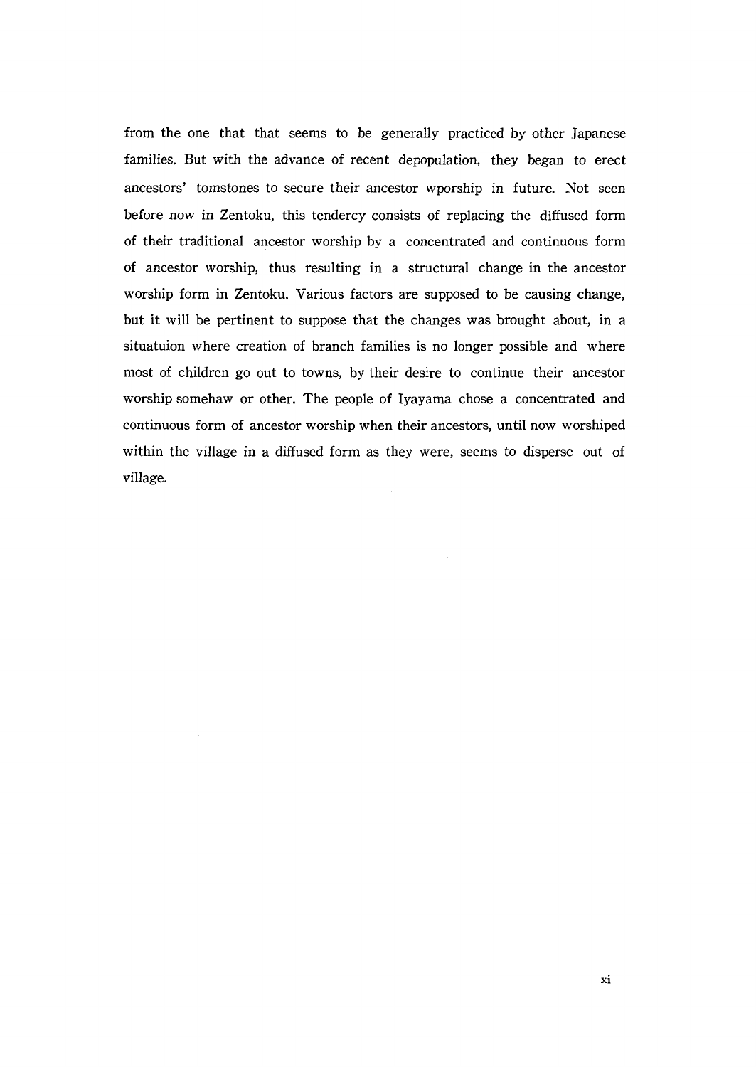from the one that that seems to be generally practiced by other Japanese families. But with the advance of recent depopulation, they began to erect ancestors' tomstones to secure their ancestor wporship in future. Not seen before now in Zentoku, this tendercy consists of replacing the diffused form of their traditional ancestor worship by a concentrated and continuous form of ancestor worship, thus resulting in a structural change in the ancestor worship form in Zentoku. Various factors are supposed to be causing change, but it will be pertinent to suppose that the changes was brought about, in a situatuion where creation of branch families is no longer possible and where most of children go out to towns, by their desire to continue their ancestor worship somehaw or other. The people of Iyayama chose a concentrated and continuous form of ancestor worship when their ancestors, until now worshiped within the village in a diffused form as they were, seems to disperse out of village.